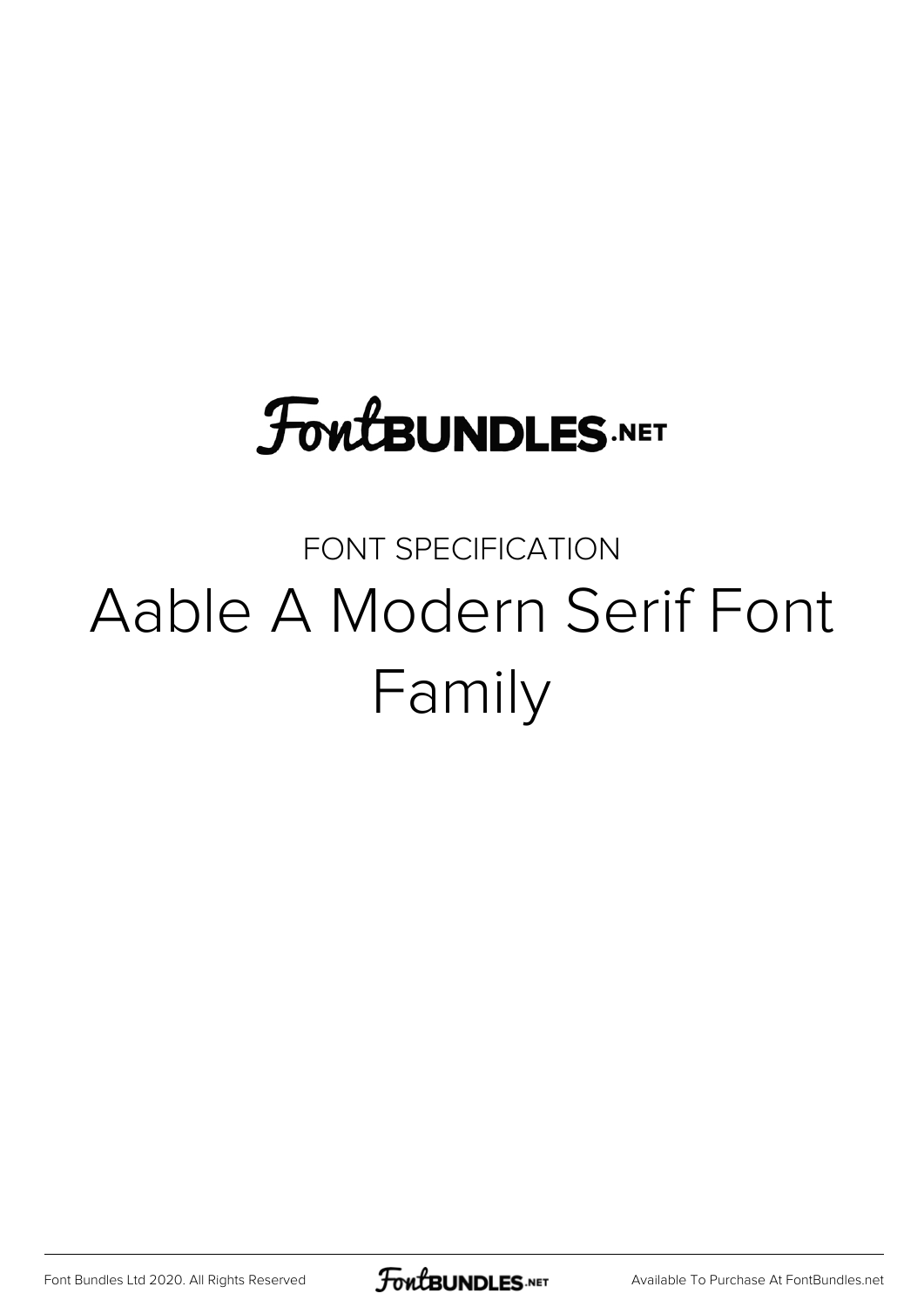FontBUNDLES.NET

FONT SPECIFICATION

# Aable A Modern Serif Font Family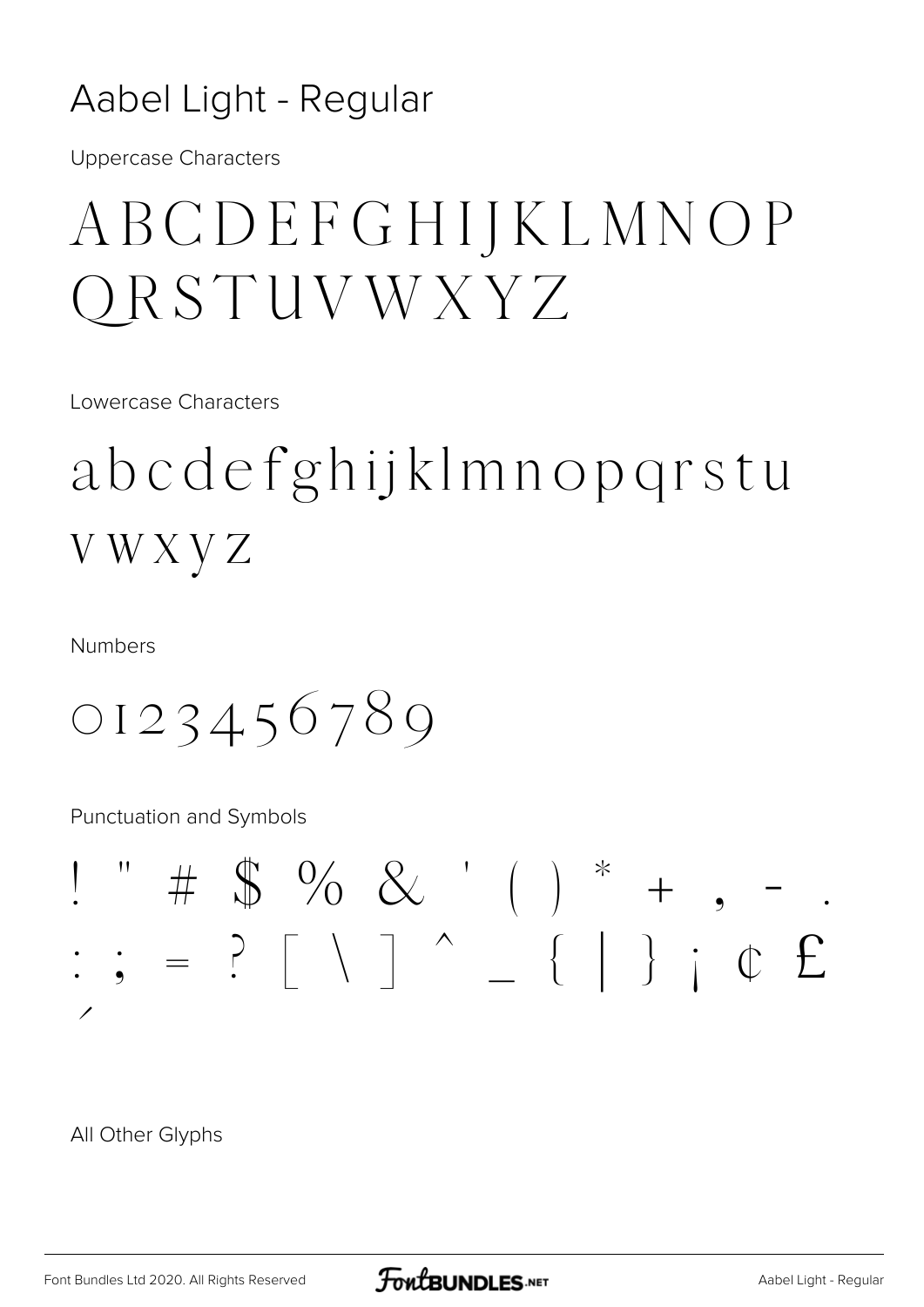# Aabel Light - Regular

Uppercase Characters

ABCDEFGHIJKLMNOP
QRSTUVWXYZ

Lowercase Characters

abcdefghijklmnopqrstu
vwxyz

Numbers

0123456789

Punctuation and Symbols

! " # $ % & ' ( ) * + , - .
: ; = ? [ \ ] ^ _ { | } ¡ ¢ £
´

All Other Glyphs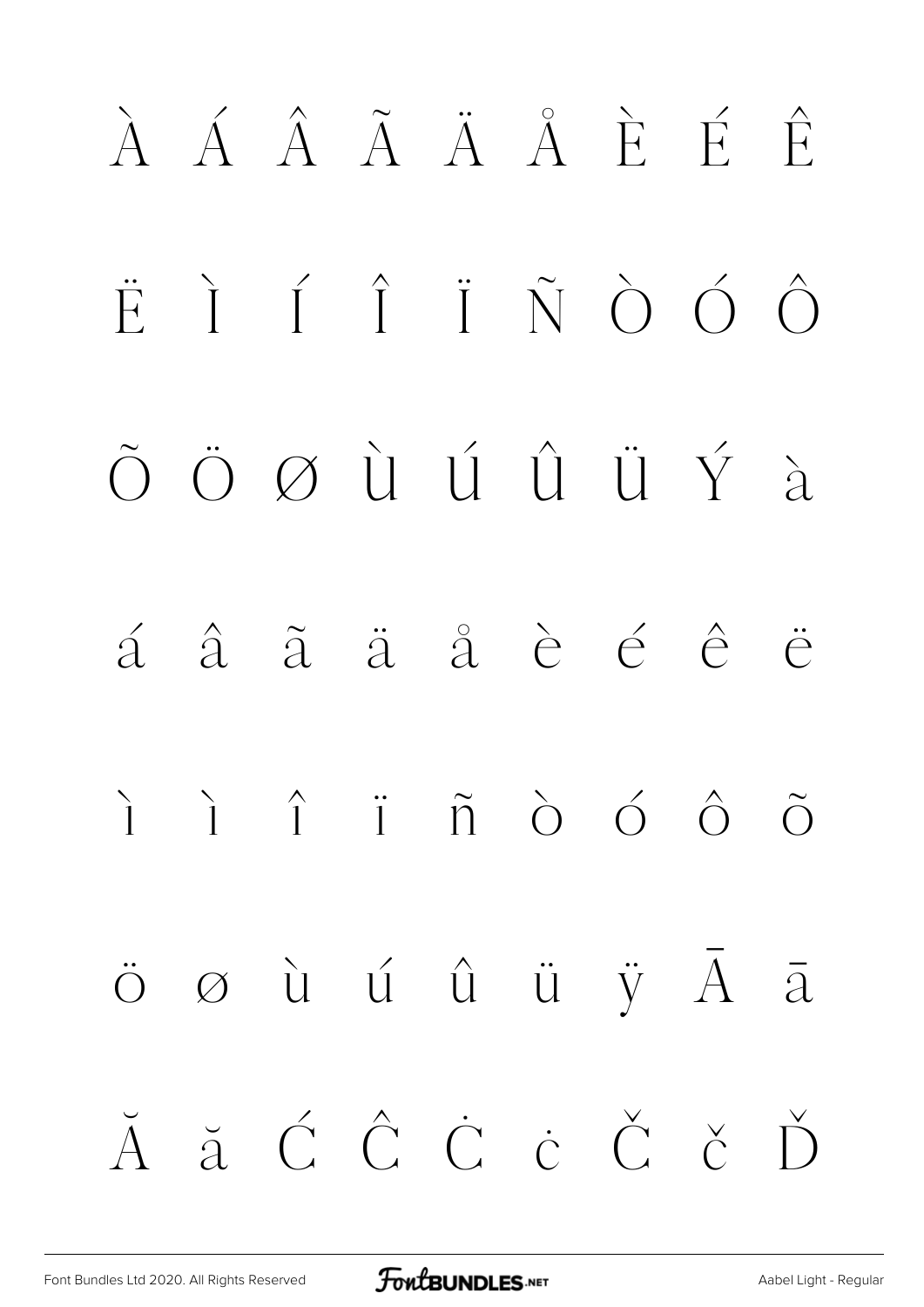À Á Â Ã Ä Å È É Ê

Ë Ì Í Î Ï Ñ Ò Ó Ô

Õ Ö Ø Ù Ú Û Ü Ý à

á â ã ä å è é ê ë

ì ì î ï ñ ò ó ô õ

ö ø ù ú û ü ÿ Ā ā

Ă ă Ć Ĉ Ċ ċ Č č Ď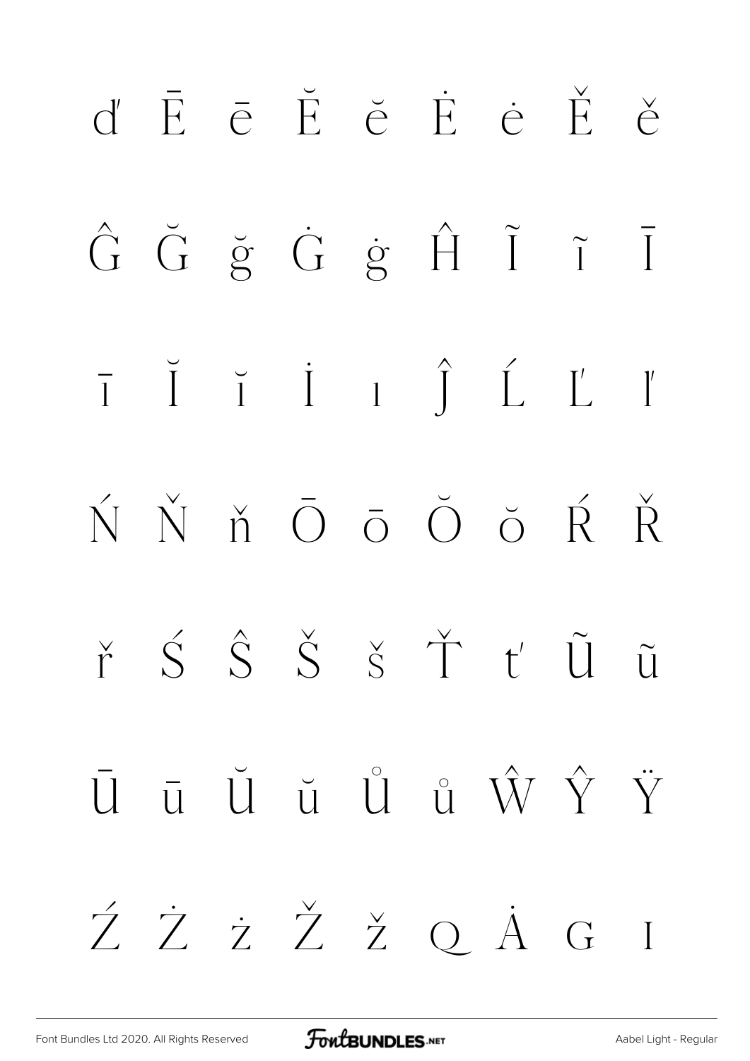ď Ē ē Ĕ ĕ Ė ė Ě ě

Ĝ Ğ ğ Ġ ġ Ĥ Ĩ ĩ Ī

ī Ĭ ĭ İ ı Ĵ Ĺ Ľ ľ

Ń Ň ň Ō ō Ŏ ŏ Ŕ Ř

ř Ś Ŝ Š š Ť ť Ũ ũ

Ū ū Ŭ ŭ Ů ů Ŵ Ŷ Ÿ

Ź Ż ż Ž ž Q Ȧ G I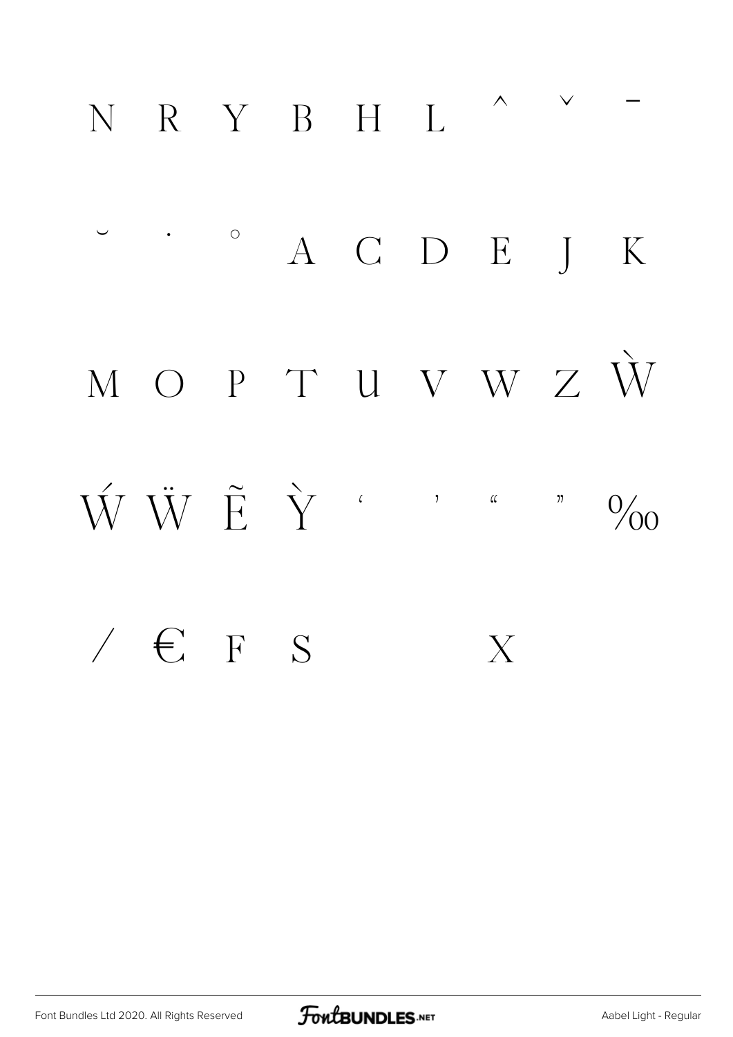N R Y B H L ˆ ˇ ¯

˘ ˙ ˚ A C D E J K

M O P T U V W Z Ẁ

Ẃ Ẅ Ẽ Ỳ ‘ ’ “ ” ‰

⁄ € F S X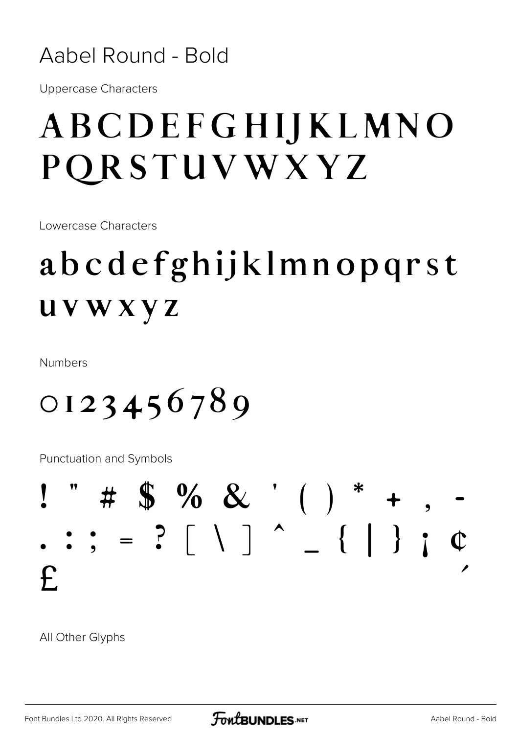# Aabel Round - Bold

Uppercase Characters

ABCDEFGHIJKLMNO PQRSTUVWXYZ

Lowercase Characters

abcdefghijklmnopqrst uvwxyz

Numbers

0123456789

Punctuation and Symbols

! " # $ % & ' ( ) * + , - . : ; = ? [ \ ] ^ _ { | } ¡ ¢ £ ´

All Other Glyphs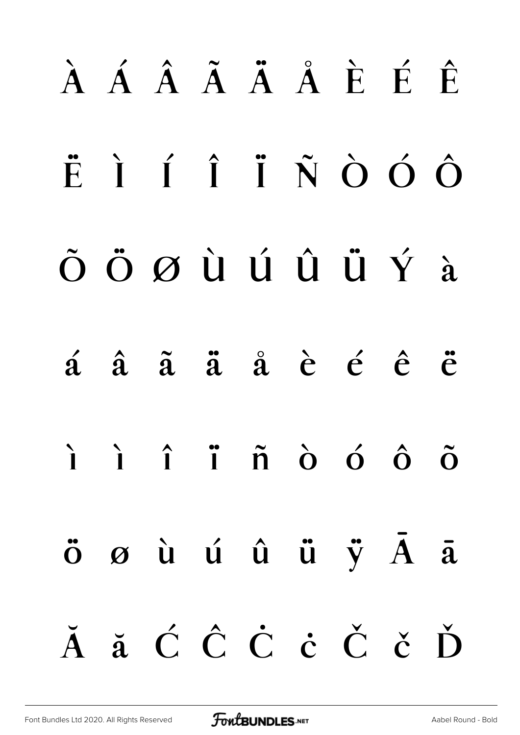À Á Â Ã Ä Å È É Ê

Ë Ì Í Î Ï Ñ Ò Ó Ô

Õ Ö Ø Ù Ú Û Ü Ý à

á â ã ä å è é ê ë

ì ì î ï ñ ò ó ô õ

ö ø ù ú û ü ÿ Ā ā

Ă ă Ć Ĉ Ċ ċ Č č Ď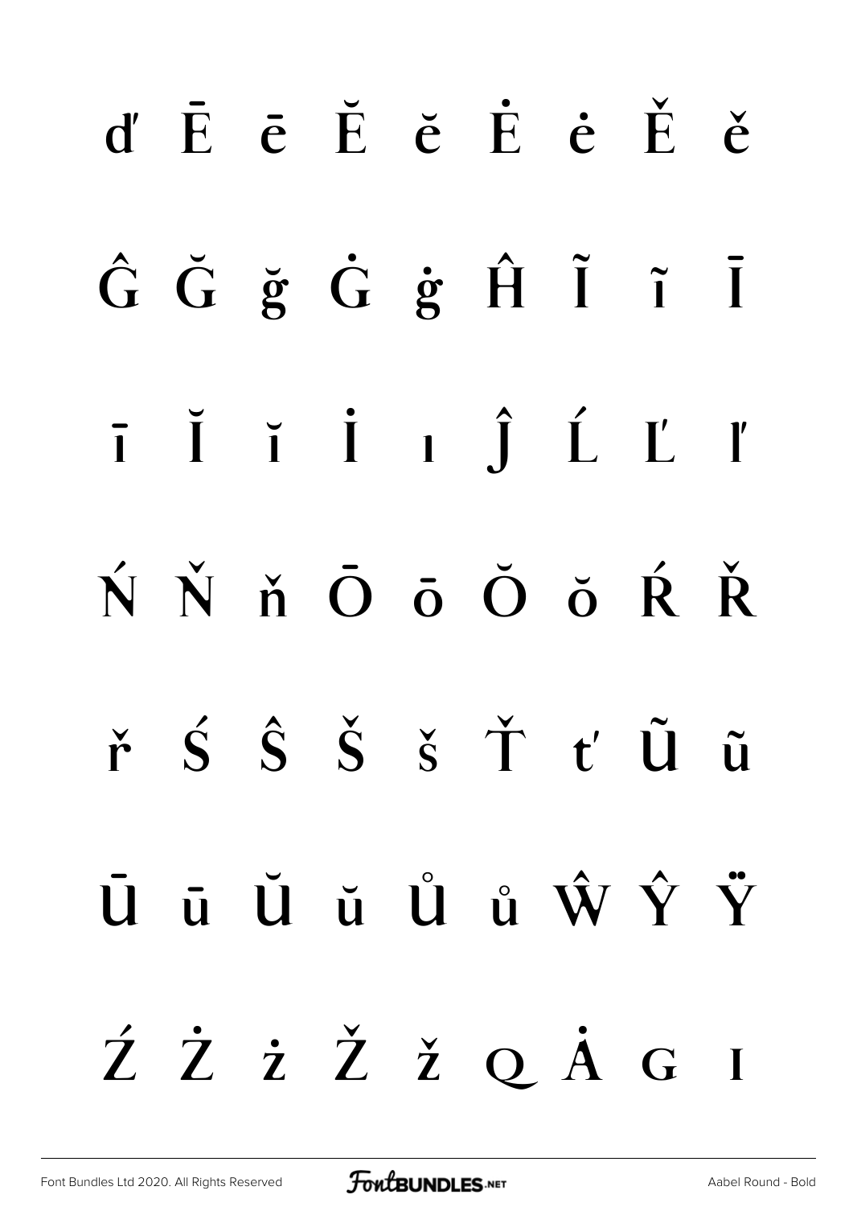ď Ē ē Ĕ ĕ Ė ė Ě ě

Ĝ Ğ ğ Ġ ġ Ĥ Ĩ ĩ Ī

ī Ĭ ĭ İ ı Ĵ Ĺ Ľ ľ

Ń Ň ň Ō ō Ŏ ŏ Ŕ Ř

ř Ś Ŝ Š š Ť ť Ũ ũ

Ū ū Ŭ ŭ Ů ů Ŵ Ŷ Ÿ

Ź Ż ż Ž ž Q Ȧ G I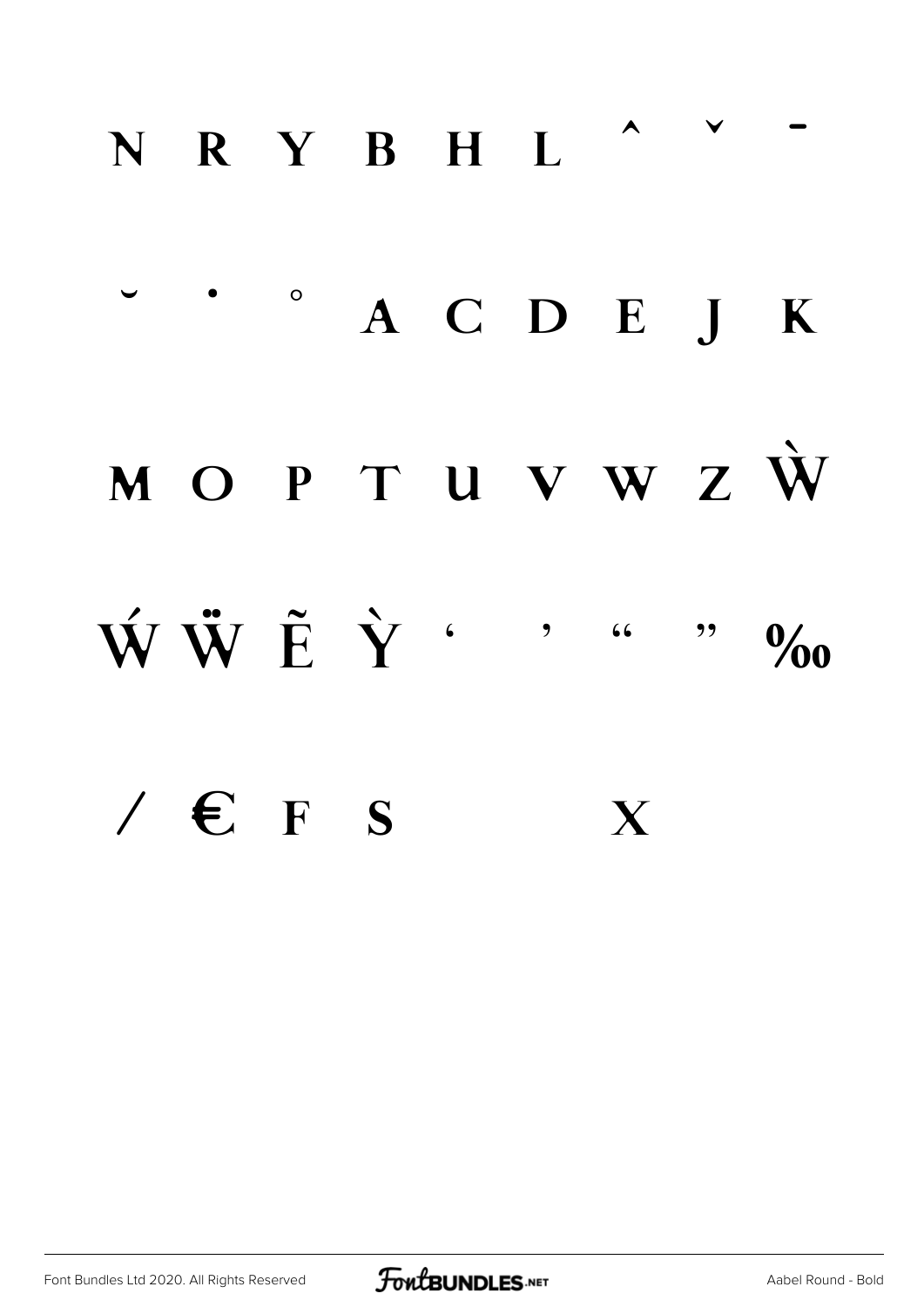N R Y B H L ˆ ˇ ¯

˘ ˙ ˚ A C D E J K

M O P T U V W Z Ẁ

Ẃ Ẅ Ẽ Ỳ ‘ ’ “ ” ‰

⁄ € F S X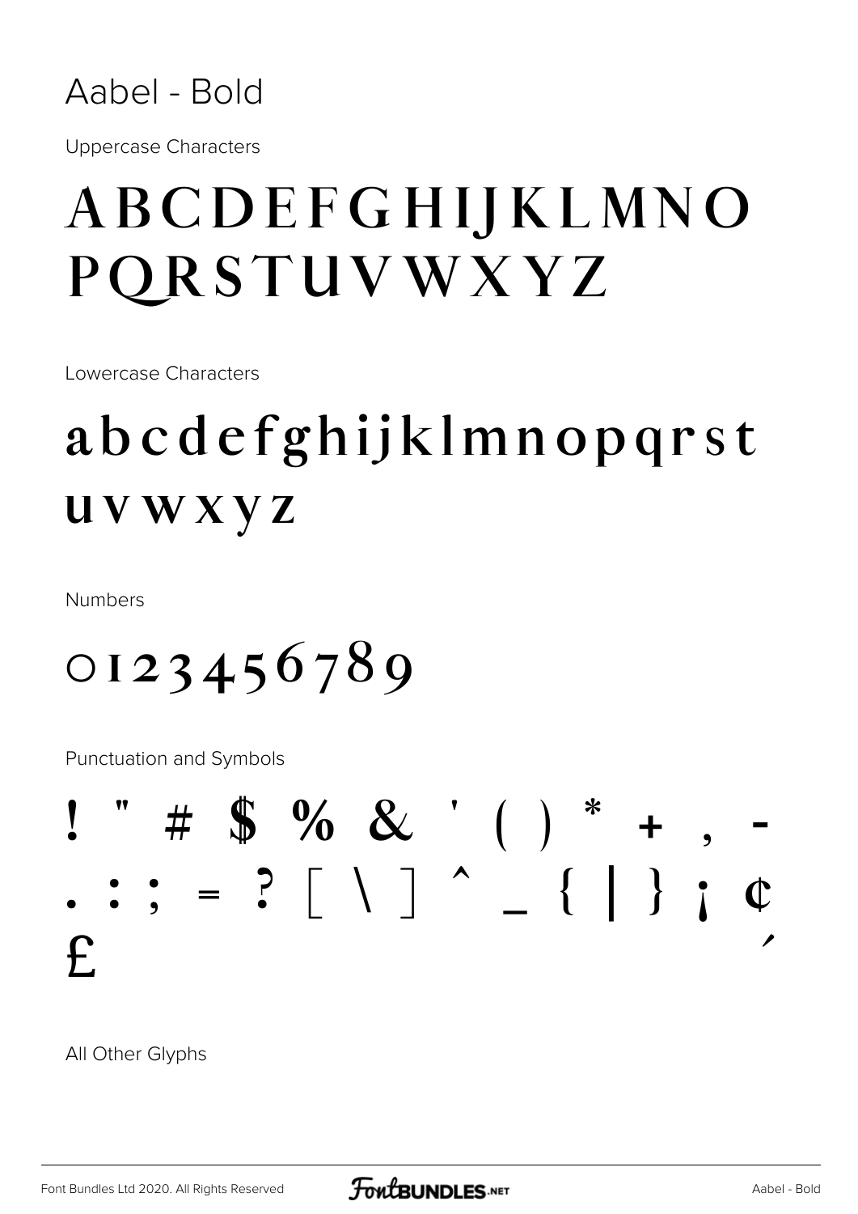# Aabel - Bold

Uppercase Characters

ABCDEFGHIJKLMNO PQRSTUVWXYZ

Lowercase Characters

abcdefghijklmnopqrst uvwxyz

Numbers

0123456789

Punctuation and Symbols

! " # $ % & ' ( ) * + , - . : ; = ? [ \ ] ^ _ { | } ¡ ¢ £ ´

All Other Glyphs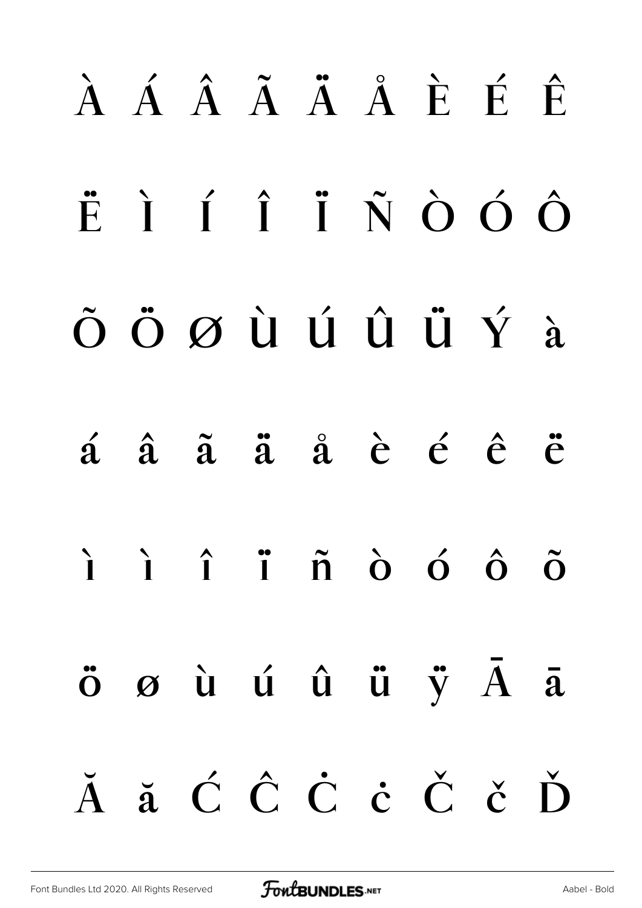À Á Â Ã Ä Å È É Ê

Ë Ì Í Î Ï Ñ Ò Ó Ô

Õ Ö Ø Ù Ú Û Ü Ý à

á â ã ä å è é ê ë

ì ì î ï ñ ò ó ô õ

ö ø ù ú û ü ÿ Ā ā

Ă ă Ć Ĉ Ċ ċ Č č Ď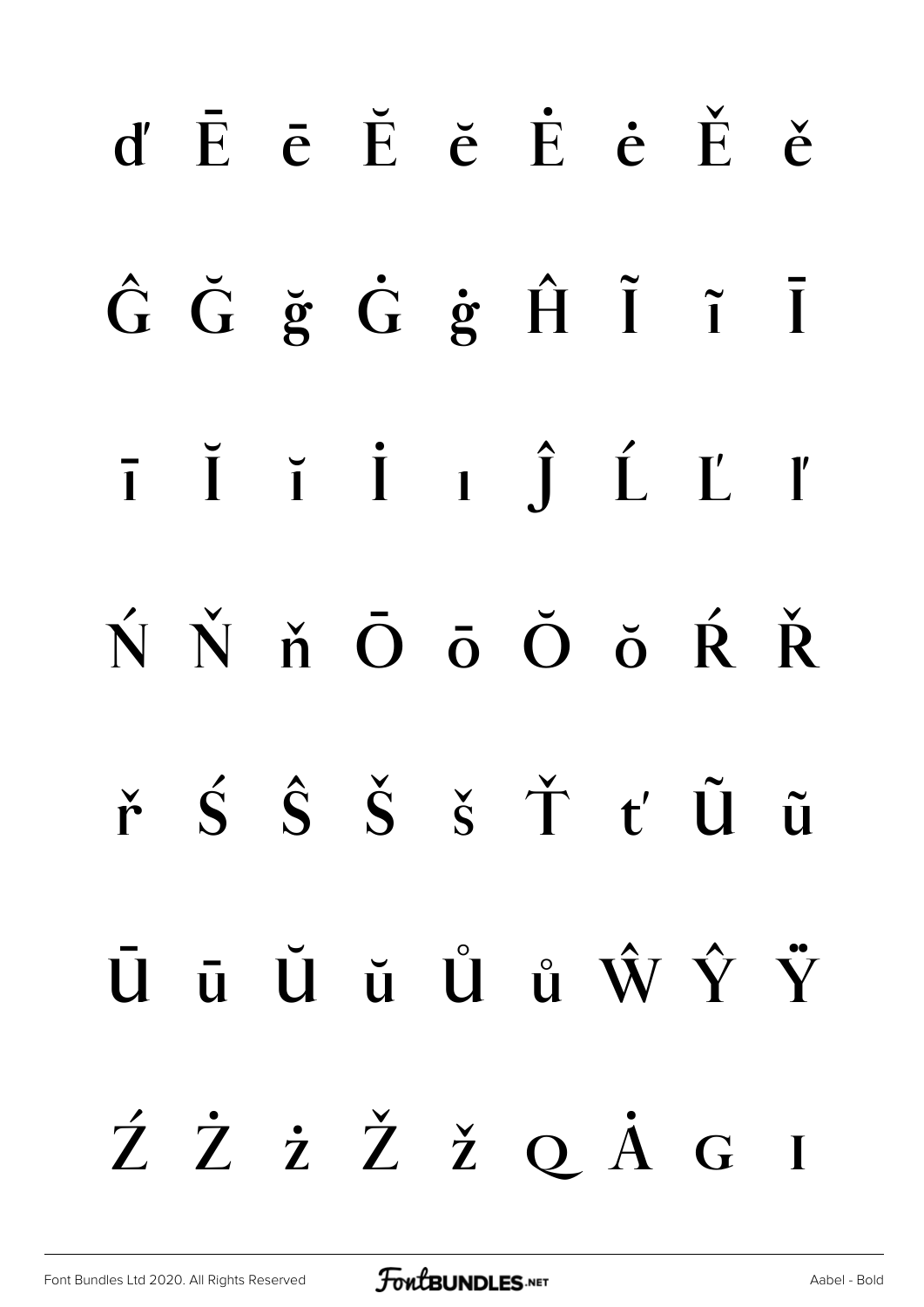ď Ē ē Ĕ ĕ Ė ė Ě ě

Ĝ Ğ ğ Ġ ġ Ĥ Ĩ ĩ Ī

ī Ĭ ĭ İ ı Ĵ Ĺ Ľ ľ

Ń Ň ň Ō ō Ŏ ŏ Ŕ Ř

ř Ś Ŝ Š š Ť ť Ũ ũ

Ū ū Ŭ ŭ Ů ů Ŵ Ŷ Ÿ

Ź Ż ż Ž ž Q Ȧ G I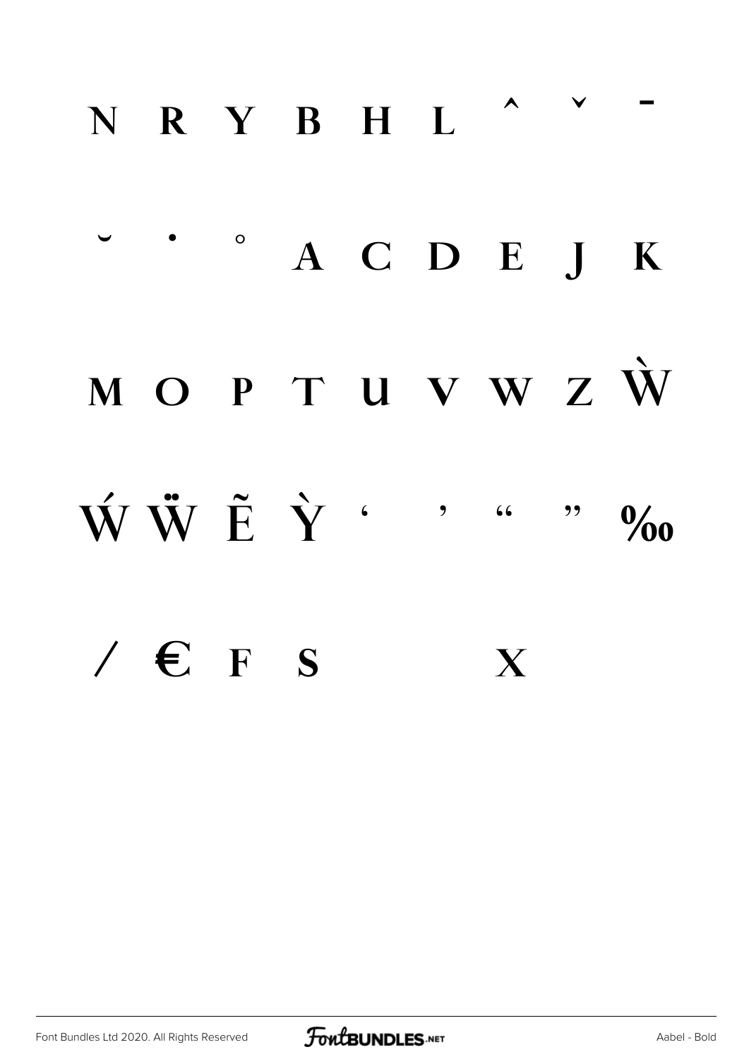N R Y B H L ˆ ˇ ˉ

˘ ˙ ˚ A C D E J K

M O P T U V W Z Ẁ

Ẃ Ẅ Ẽ Ỳ ' ' " " ‰

/ € F S X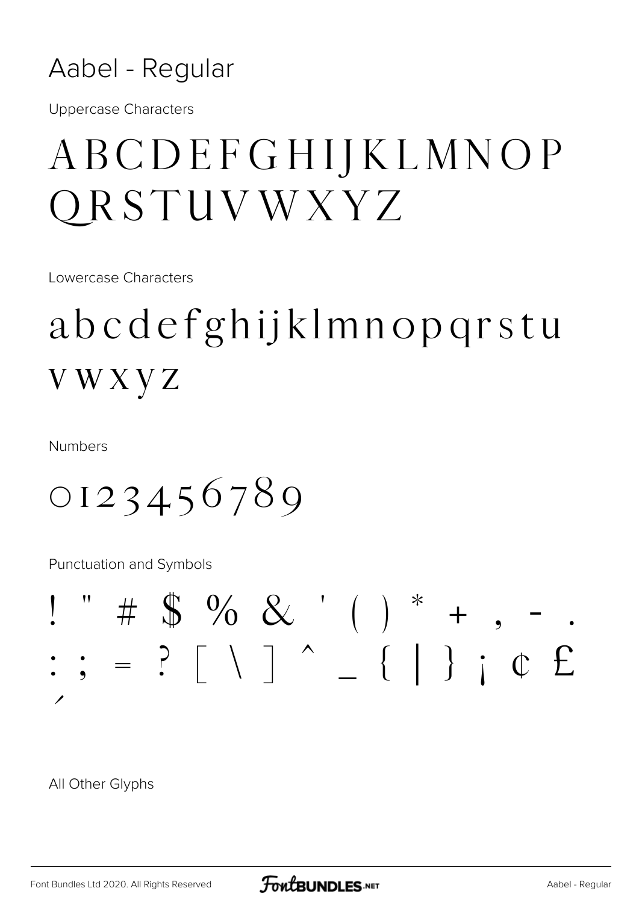# Aabel - Regular

Uppercase Characters

ABCDEFGHIJKLMNOP
QRSTUVWXYZ

Lowercase Characters

abcdefghijklmnopqrstu
vwxyz

Numbers

0123456789

Punctuation and Symbols

! " # $ % & ' ( ) * + , - .
: ; = ? [ \ ] ^ _ { | } ¡ ¢ £
´

All Other Glyphs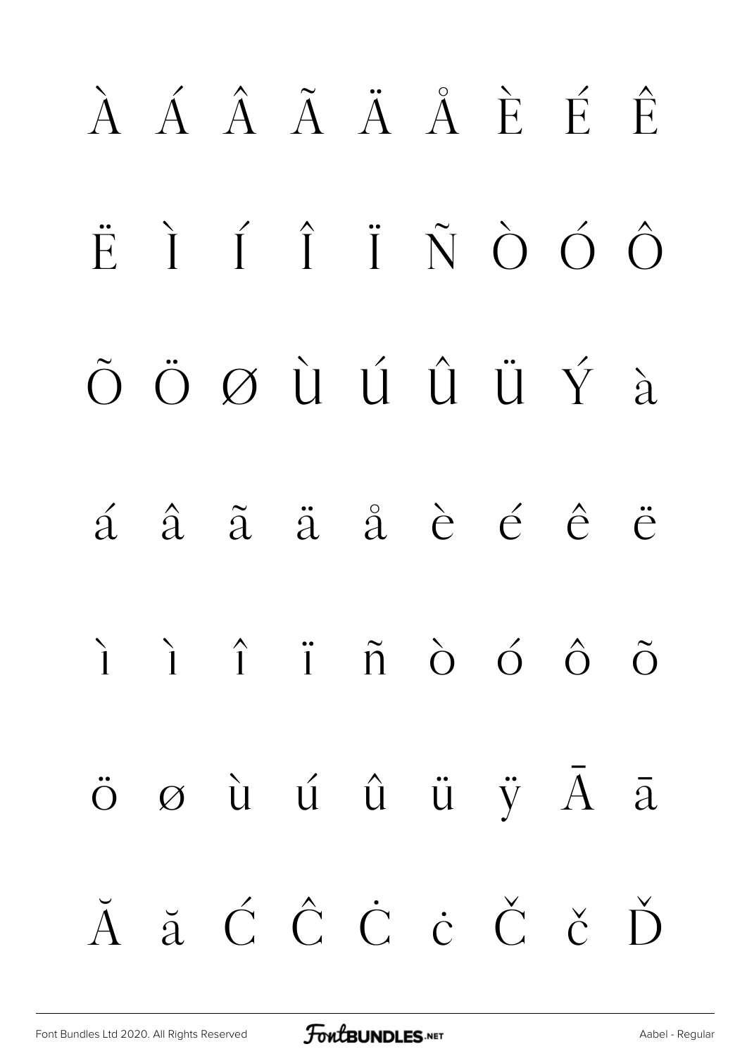À Á Â Ã Ä Å È É Ê

Ë Ì Í Î Ï Ñ Ò Ó Ô

Õ Ö Ø Ù Ú Û Ü Ý à

á â ã ä å è é ê ë

ì ì î ï ñ ò ó ô õ

ö ø ù ú û ü ÿ Ā ā

Ă ă Ć Ĉ Ċ ċ Č č Ď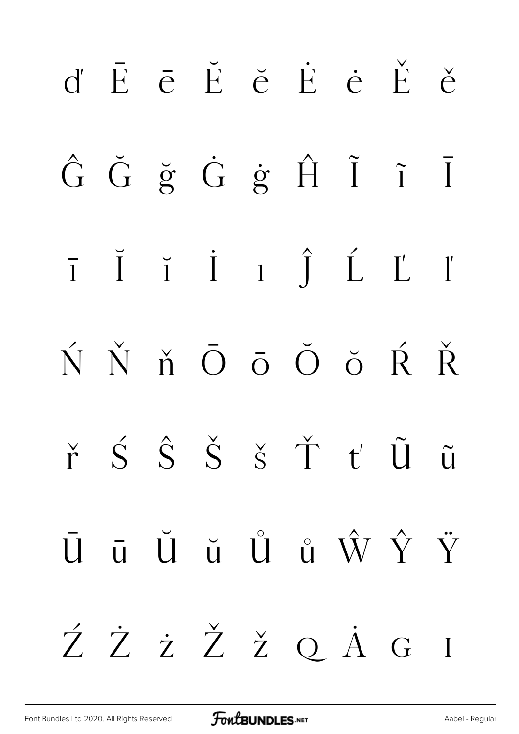ď Ē ē Ĕ ĕ Ė ė Ě ě

Ĝ Ğ ğ Ġ ġ Ĥ Ĩ ĩ Ī

ī Ĭ ĭ İ ı Ĵ Ĺ Ľ ľ

Ń Ň ň Ō ō Ŏ ŏ Ŕ Ř

ř Ś Ŝ Š š Ť ť Ũ ũ

Ū ū Ŭ ŭ Ů ů Ŵ Ŷ Ÿ

Ź Ż ż Ž ž Q Ȧ G I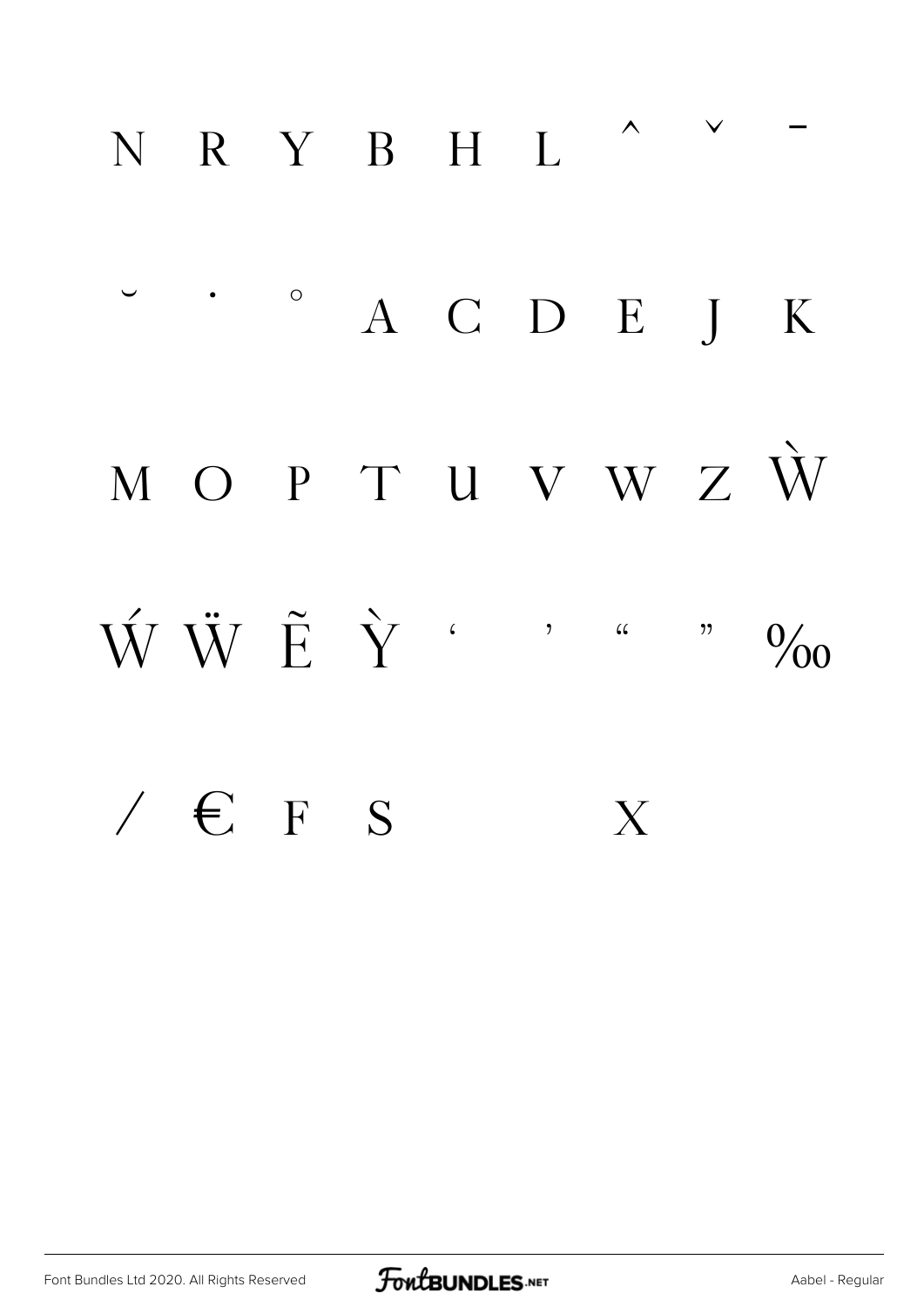N R Y B H L ˆ ˇ ¯

˘ ˙ ˚ A C D E J K

M O P T U V W Z Ẁ

Ẃ Ẅ Ẽ Ỳ ‘ ’ “ ” ‰

/ € F S X